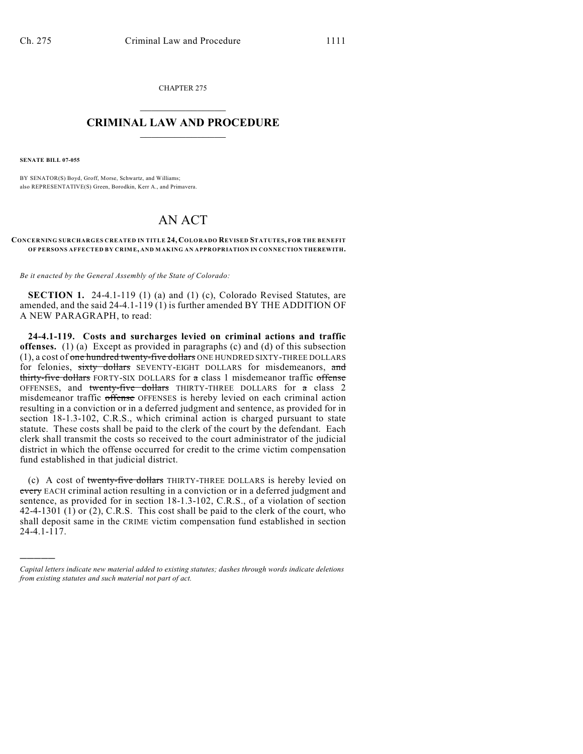CHAPTER 275

# CRIMINAL LAW AND PROCEDURE

**SENATE BILL 07-055**

BY SENATOR(S) Boyd, Groff, Morse, Schwartz, and Williams;
also REPRESENTATIVE(S) Green, Borodkin, Kerr A., and Primavera.

# AN ACT

**CONCERNING SURCHARGES CREATED IN TITLE 24, COLORADO REVISED STATUTES, FOR THE BENEFIT OF PERSONS AFFECTED BY CRIME, AND MAKING AN APPROPRIATION IN CONNECTION THEREWITH.**

*Be it enacted by the General Assembly of the State of Colorado:*

**SECTION 1.** 24-4.1-119 (1) (a) and (1) (c), Colorado Revised Statutes, are amended, and the said 24-4.1-119 (1) is further amended BY THE ADDITION OF A NEW PARAGRAPH, to read:

**24-4.1-119. Costs and surcharges levied on criminal actions and traffic offenses.** (1) (a) Except as provided in paragraphs (c) and (d) of this subsection (1), a cost of ~~one hundred twenty-five dollars~~ ONE HUNDRED SIXTY-THREE DOLLARS for felonies, ~~sixty dollars~~ SEVENTY-EIGHT DOLLARS for misdemeanors, ~~and thirty-five dollars~~ FORTY-SIX DOLLARS for ~~a~~ class 1 misdemeanor traffic ~~offense~~ OFFENSES, and ~~twenty-five dollars~~ THIRTY-THREE DOLLARS for ~~a~~ class 2 misdemeanor traffic ~~offense~~ OFFENSES is hereby levied on each criminal action resulting in a conviction or in a deferred judgment and sentence, as provided for in section 18-1.3-102, C.R.S., which criminal action is charged pursuant to state statute. These costs shall be paid to the clerk of the court by the defendant. Each clerk shall transmit the costs so received to the court administrator of the judicial district in which the offense occurred for credit to the crime victim compensation fund established in that judicial district.

(c) A cost of ~~twenty-five dollars~~ THIRTY-THREE DOLLARS is hereby levied on ~~every~~ EACH criminal action resulting in a conviction or in a deferred judgment and sentence, as provided for in section 18-1.3-102, C.R.S., of a violation of section 42-4-1301 (1) or (2), C.R.S. This cost shall be paid to the clerk of the court, who shall deposit same in the CRIME victim compensation fund established in section 24-4.1-117.

---

*Capital letters indicate new material added to existing statutes; dashes through words indicate deletions from existing statutes and such material not part of act.*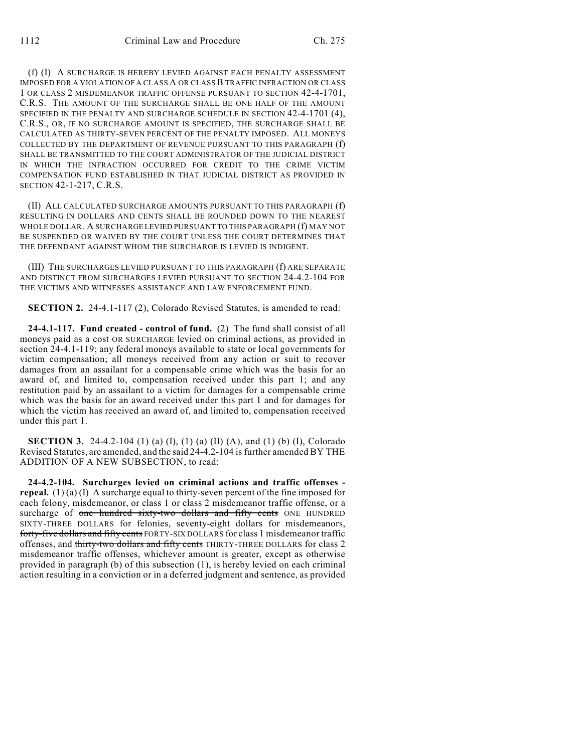(f) (I) A SURCHARGE IS HEREBY LEVIED AGAINST EACH PENALTY ASSESSMENT IMPOSED FOR A VIOLATION OF A CLASS A OR CLASS B TRAFFIC INFRACTION OR CLASS 1 OR CLASS 2 MISDEMEANOR TRAFFIC OFFENSE PURSUANT TO SECTION 42-4-1701, C.R.S. THE AMOUNT OF THE SURCHARGE SHALL BE ONE HALF OF THE AMOUNT SPECIFIED IN THE PENALTY AND SURCHARGE SCHEDULE IN SECTION 42-4-1701 (4), C.R.S., OR, IF NO SURCHARGE AMOUNT IS SPECIFIED, THE SURCHARGE SHALL BE CALCULATED AS THIRTY-SEVEN PERCENT OF THE PENALTY IMPOSED. ALL MONEYS COLLECTED BY THE DEPARTMENT OF REVENUE PURSUANT TO THIS PARAGRAPH (f) SHALL BE TRANSMITTED TO THE COURT ADMINISTRATOR OF THE JUDICIAL DISTRICT IN WHICH THE INFRACTION OCCURRED FOR CREDIT TO THE CRIME VICTIM COMPENSATION FUND ESTABLISHED IN THAT JUDICIAL DISTRICT AS PROVIDED IN SECTION 42-1-217, C.R.S.

(II) ALL CALCULATED SURCHARGE AMOUNTS PURSUANT TO THIS PARAGRAPH (f) RESULTING IN DOLLARS AND CENTS SHALL BE ROUNDED DOWN TO THE NEAREST WHOLE DOLLAR. A SURCHARGE LEVIED PURSUANT TO THIS PARAGRAPH (f) MAY NOT BE SUSPENDED OR WAIVED BY THE COURT UNLESS THE COURT DETERMINES THAT THE DEFENDANT AGAINST WHOM THE SURCHARGE IS LEVIED IS INDIGENT.

(III) THE SURCHARGES LEVIED PURSUANT TO THIS PARAGRAPH (f) ARE SEPARATE AND DISTINCT FROM SURCHARGES LEVIED PURSUANT TO SECTION 24-4.2-104 FOR THE VICTIMS AND WITNESSES ASSISTANCE AND LAW ENFORCEMENT FUND.

**SECTION 2.** 24-4.1-117 (2), Colorado Revised Statutes, is amended to read:

**24-4.1-117. Fund created - control of fund.** (2) The fund shall consist of all moneys paid as a cost OR SURCHARGE levied on criminal actions, as provided in section 24-4.1-119; any federal moneys available to state or local governments for victim compensation; all moneys received from any action or suit to recover damages from an assailant for a compensable crime which was the basis for an award of, and limited to, compensation received under this part 1; and any restitution paid by an assailant to a victim for damages for a compensable crime which was the basis for an award received under this part 1 and for damages for which the victim has received an award of, and limited to, compensation received under this part 1.

**SECTION 3.** 24-4.2-104 (1) (a) (I), (1) (a) (II) (A), and (1) (b) (I), Colorado Revised Statutes, are amended, and the said 24-4.2-104 is further amended BY THE ADDITION OF A NEW SUBSECTION, to read:

**24-4.2-104. Surcharges levied on criminal actions and traffic offenses - repeal.** (1) (a) (I) A surcharge equal to thirty-seven percent of the fine imposed for each felony, misdemeanor, or class 1 or class 2 misdemeanor traffic offense, or a surcharge of ~~one hundred sixty-two dollars and fifty cents~~ ONE HUNDRED SIXTY-THREE DOLLARS for felonies, seventy-eight dollars for misdemeanors, ~~forty-five dollars and fifty cents~~ FORTY-SIX DOLLARS for class 1 misdemeanor traffic offenses, and ~~thirty-two dollars and fifty cents~~ THIRTY-THREE DOLLARS for class 2 misdemeanor traffic offenses, whichever amount is greater, except as otherwise provided in paragraph (b) of this subsection (1), is hereby levied on each criminal action resulting in a conviction or in a deferred judgment and sentence, as provided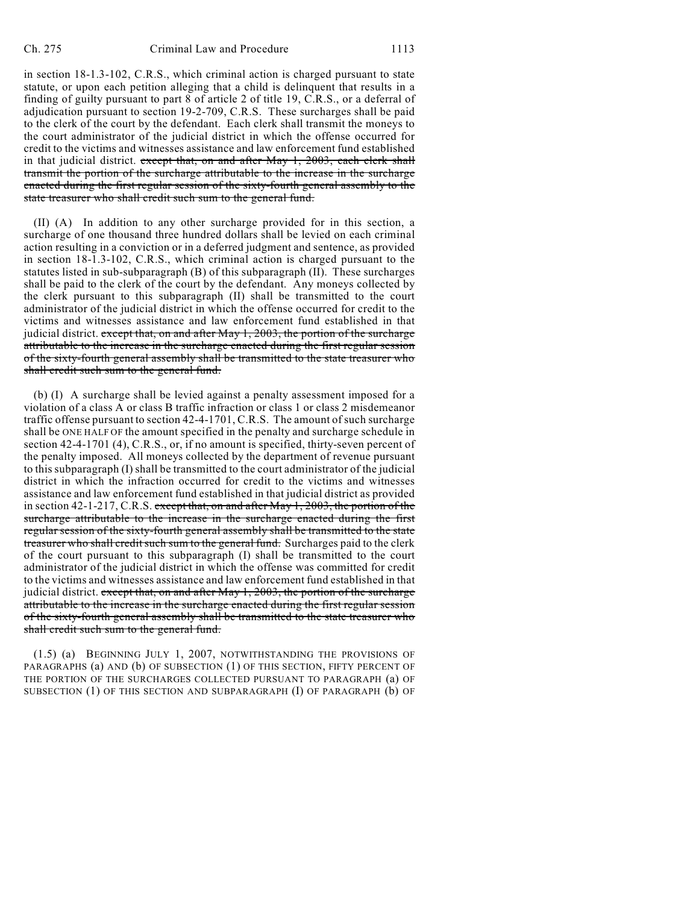in section 18-1.3-102, C.R.S., which criminal action is charged pursuant to state statute, or upon each petition alleging that a child is delinquent that results in a finding of guilty pursuant to part 8 of article 2 of title 19, C.R.S., or a deferral of adjudication pursuant to section 19-2-709, C.R.S. These surcharges shall be paid to the clerk of the court by the defendant. Each clerk shall transmit the moneys to the court administrator of the judicial district in which the offense occurred for credit to the victims and witnesses assistance and law enforcement fund established in that judicial district. ~~except that, on and after May 1, 2003, each clerk shall transmit the portion of the surcharge attributable to the increase in the surcharge enacted during the first regular session of the sixty-fourth general assembly to the state treasurer who shall credit such sum to the general fund.~~

(II) (A) In addition to any other surcharge provided for in this section, a surcharge of one thousand three hundred dollars shall be levied on each criminal action resulting in a conviction or in a deferred judgment and sentence, as provided in section 18-1.3-102, C.R.S., which criminal action is charged pursuant to the statutes listed in sub-subparagraph (B) of this subparagraph (II). These surcharges shall be paid to the clerk of the court by the defendant. Any moneys collected by the clerk pursuant to this subparagraph (II) shall be transmitted to the court administrator of the judicial district in which the offense occurred for credit to the victims and witnesses assistance and law enforcement fund established in that judicial district. ~~except that, on and after May 1, 2003, the portion of the surcharge attributable to the increase in the surcharge enacted during the first regular session of the sixty-fourth general assembly shall be transmitted to the state treasurer who shall credit such sum to the general fund.~~

(b) (I) A surcharge shall be levied against a penalty assessment imposed for a violation of a class A or class B traffic infraction or class 1 or class 2 misdemeanor traffic offense pursuant to section 42-4-1701, C.R.S. The amount of such surcharge shall be ONE HALF OF the amount specified in the penalty and surcharge schedule in section 42-4-1701 (4), C.R.S., or, if no amount is specified, thirty-seven percent of the penalty imposed. All moneys collected by the department of revenue pursuant to this subparagraph (I) shall be transmitted to the court administrator of the judicial district in which the infraction occurred for credit to the victims and witnesses assistance and law enforcement fund established in that judicial district as provided in section 42-1-217, C.R.S. ~~except that, on and after May 1, 2003, the portion of the surcharge attributable to the increase in the surcharge enacted during the first regular session of the sixty-fourth general assembly shall be transmitted to the state treasurer who shall credit such sum to the general fund.~~ Surcharges paid to the clerk of the court pursuant to this subparagraph (I) shall be transmitted to the court administrator of the judicial district in which the offense was committed for credit to the victims and witnesses assistance and law enforcement fund established in that judicial district. ~~except that, on and after May 1, 2003, the portion of the surcharge attributable to the increase in the surcharge enacted during the first regular session of the sixty-fourth general assembly shall be transmitted to the state treasurer who shall credit such sum to the general fund.~~

(1.5) (a) BEGINNING JULY 1, 2007, NOTWITHSTANDING THE PROVISIONS OF PARAGRAPHS (a) AND (b) OF SUBSECTION (1) OF THIS SECTION, FIFTY PERCENT OF THE PORTION OF THE SURCHARGES COLLECTED PURSUANT TO PARAGRAPH (a) OF SUBSECTION (1) OF THIS SECTION AND SUBPARAGRAPH (I) OF PARAGRAPH (b) OF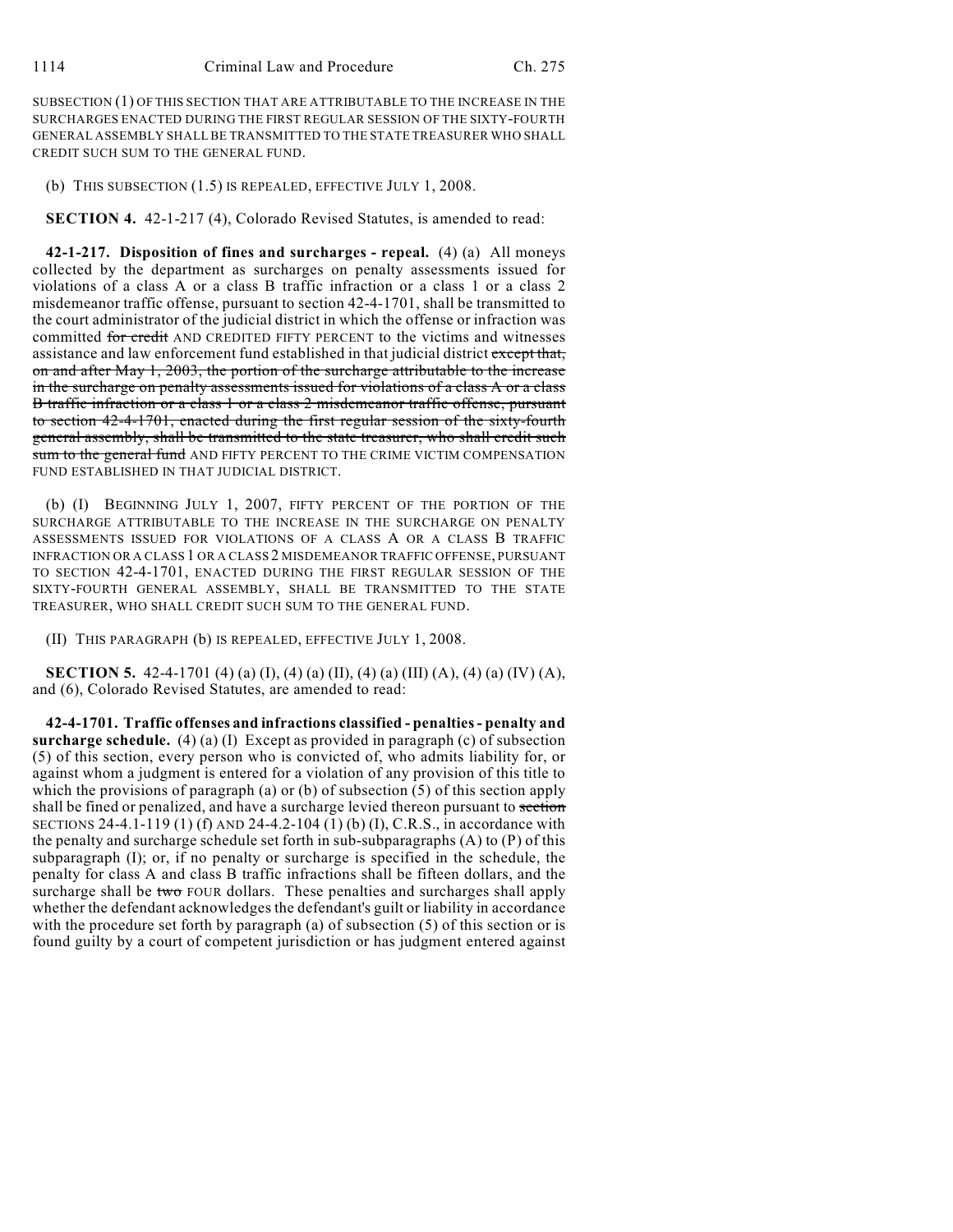SUBSECTION (1) OF THIS SECTION THAT ARE ATTRIBUTABLE TO THE INCREASE IN THE SURCHARGES ENACTED DURING THE FIRST REGULAR SESSION OF THE SIXTY-FOURTH GENERAL ASSEMBLY SHALL BE TRANSMITTED TO THE STATE TREASURER WHO SHALL CREDIT SUCH SUM TO THE GENERAL FUND.

(b) THIS SUBSECTION (1.5) IS REPEALED, EFFECTIVE JULY 1, 2008.

**SECTION 4.** 42-1-217 (4), Colorado Revised Statutes, is amended to read:

**42-1-217. Disposition of fines and surcharges - repeal.** (4) (a) All moneys collected by the department as surcharges on penalty assessments issued for violations of a class A or a class B traffic infraction or a class 1 or a class 2 misdemeanor traffic offense, pursuant to section 42-4-1701, shall be transmitted to the court administrator of the judicial district in which the offense or infraction was committed ~~for credit~~ AND CREDITED FIFTY PERCENT to the victims and witnesses assistance and law enforcement fund established in that judicial district ~~except that, on and after May 1, 2003, the portion of the surcharge attributable to the increase in the surcharge on penalty assessments issued for violations of a class A or a class B traffic infraction or a class 1 or a class 2 misdemeanor traffic offense, pursuant to section 42-4-1701, enacted during the first regular session of the sixty-fourth general assembly, shall be transmitted to the state treasurer, who shall credit such sum to the general fund~~ AND FIFTY PERCENT TO THE CRIME VICTIM COMPENSATION FUND ESTABLISHED IN THAT JUDICIAL DISTRICT.

(b) (I) BEGINNING JULY 1, 2007, FIFTY PERCENT OF THE PORTION OF THE SURCHARGE ATTRIBUTABLE TO THE INCREASE IN THE SURCHARGE ON PENALTY ASSESSMENTS ISSUED FOR VIOLATIONS OF A CLASS A OR A CLASS B TRAFFIC INFRACTION OR A CLASS 1 OR A CLASS 2 MISDEMEANOR TRAFFIC OFFENSE, PURSUANT TO SECTION 42-4-1701, ENACTED DURING THE FIRST REGULAR SESSION OF THE SIXTY-FOURTH GENERAL ASSEMBLY, SHALL BE TRANSMITTED TO THE STATE TREASURER, WHO SHALL CREDIT SUCH SUM TO THE GENERAL FUND.

(II) THIS PARAGRAPH (b) IS REPEALED, EFFECTIVE JULY 1, 2008.

**SECTION 5.** 42-4-1701 (4) (a) (I), (4) (a) (II), (4) (a) (III) (A), (4) (a) (IV) (A), and (6), Colorado Revised Statutes, are amended to read:

**42-4-1701. Traffic offenses and infractions classified - penalties - penalty and surcharge schedule.** (4) (a) (I) Except as provided in paragraph (c) of subsection (5) of this section, every person who is convicted of, who admits liability for, or against whom a judgment is entered for a violation of any provision of this title to which the provisions of paragraph (a) or (b) of subsection (5) of this section apply shall be fined or penalized, and have a surcharge levied thereon pursuant to ~~section~~ SECTIONS 24-4.1-119 (1) (f) AND 24-4.2-104 (1) (b) (I), C.R.S., in accordance with the penalty and surcharge schedule set forth in sub-subparagraphs (A) to (P) of this subparagraph (I); or, if no penalty or surcharge is specified in the schedule, the penalty for class A and class B traffic infractions shall be fifteen dollars, and the surcharge shall be ~~two~~ FOUR dollars. These penalties and surcharges shall apply whether the defendant acknowledges the defendant's guilt or liability in accordance with the procedure set forth by paragraph (a) of subsection (5) of this section or is found guilty by a court of competent jurisdiction or has judgment entered against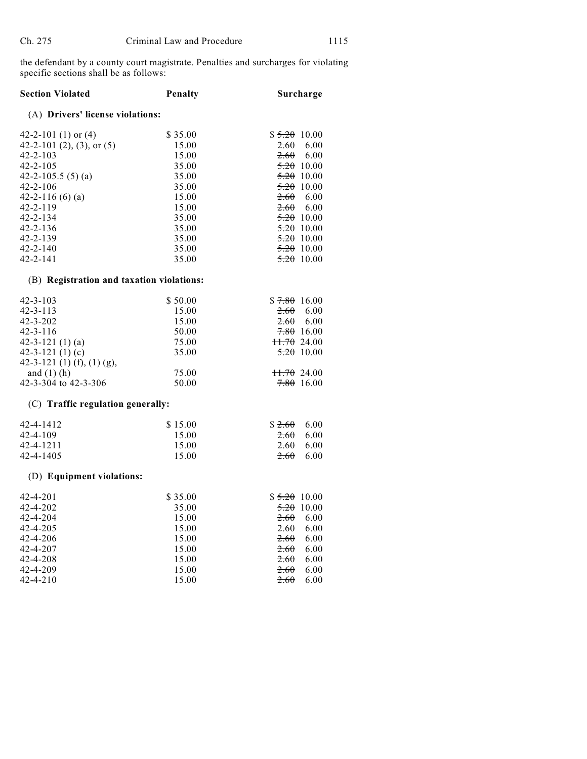the defendant by a county court magistrate. Penalties and surcharges for violating specific sections shall be as follows:

| Section Violated | Penalty | Surcharge |
|---|---|---|
| (A) **Drivers' license violations:** | | |
| 42-2-101 (1) or (4) | $ 35.00 | $ ~~5.20~~ 10.00 |
| 42-2-101 (2), (3), or (5) | 15.00 | ~~2.60~~ 6.00 |
| 42-2-103 | 15.00 | ~~2.60~~ 6.00 |
| 42-2-105 | 35.00 | ~~5.20~~ 10.00 |
| 42-2-105.5 (5) (a) | 35.00 | ~~5.20~~ 10.00 |
| 42-2-106 | 35.00 | ~~5.20~~ 10.00 |
| 42-2-116 (6) (a) | 15.00 | ~~2.60~~ 6.00 |
| 42-2-119 | 15.00 | ~~2.60~~ 6.00 |
| 42-2-134 | 35.00 | ~~5.20~~ 10.00 |
| 42-2-136 | 35.00 | ~~5.20~~ 10.00 |
| 42-2-139 | 35.00 | ~~5.20~~ 10.00 |
| 42-2-140 | 35.00 | ~~5.20~~ 10.00 |
| 42-2-141 | 35.00 | ~~5.20~~ 10.00 |
| (B) **Registration and taxation violations:** | | |
| 42-3-103 | $ 50.00 | $ ~~7.80~~ 16.00 |
| 42-3-113 | 15.00 | ~~2.60~~ 6.00 |
| 42-3-202 | 15.00 | ~~2.60~~ 6.00 |
| 42-3-116 | 50.00 | ~~7.80~~ 16.00 |
| 42-3-121 (1) (a) | 75.00 | ~~11.70~~ 24.00 |
| 42-3-121 (1) (c) | 35.00 | ~~5.20~~ 10.00 |
| 42-3-121 (1) (f), (1) (g), and (1) (h) | 75.00 | ~~11.70~~ 24.00 |
| 42-3-304 to 42-3-306 | 50.00 | ~~7.80~~ 16.00 |
| (C) **Traffic regulation generally:** | | |
| 42-4-1412 | $ 15.00 | $ ~~2.60~~ 6.00 |
| 42-4-109 | 15.00 | ~~2.60~~ 6.00 |
| 42-4-1211 | 15.00 | ~~2.60~~ 6.00 |
| 42-4-1405 | 15.00 | ~~2.60~~ 6.00 |
| (D) **Equipment violations:** | | |
| 42-4-201 | $ 35.00 | $ ~~5.20~~ 10.00 |
| 42-4-202 | 35.00 | ~~5.20~~ 10.00 |
| 42-4-204 | 15.00 | ~~2.60~~ 6.00 |
| 42-4-205 | 15.00 | ~~2.60~~ 6.00 |
| 42-4-206 | 15.00 | ~~2.60~~ 6.00 |
| 42-4-207 | 15.00 | ~~2.60~~ 6.00 |
| 42-4-208 | 15.00 | ~~2.60~~ 6.00 |
| 42-4-209 | 15.00 | ~~2.60~~ 6.00 |
| 42-4-210 | 15.00 | ~~2.60~~ 6.00 |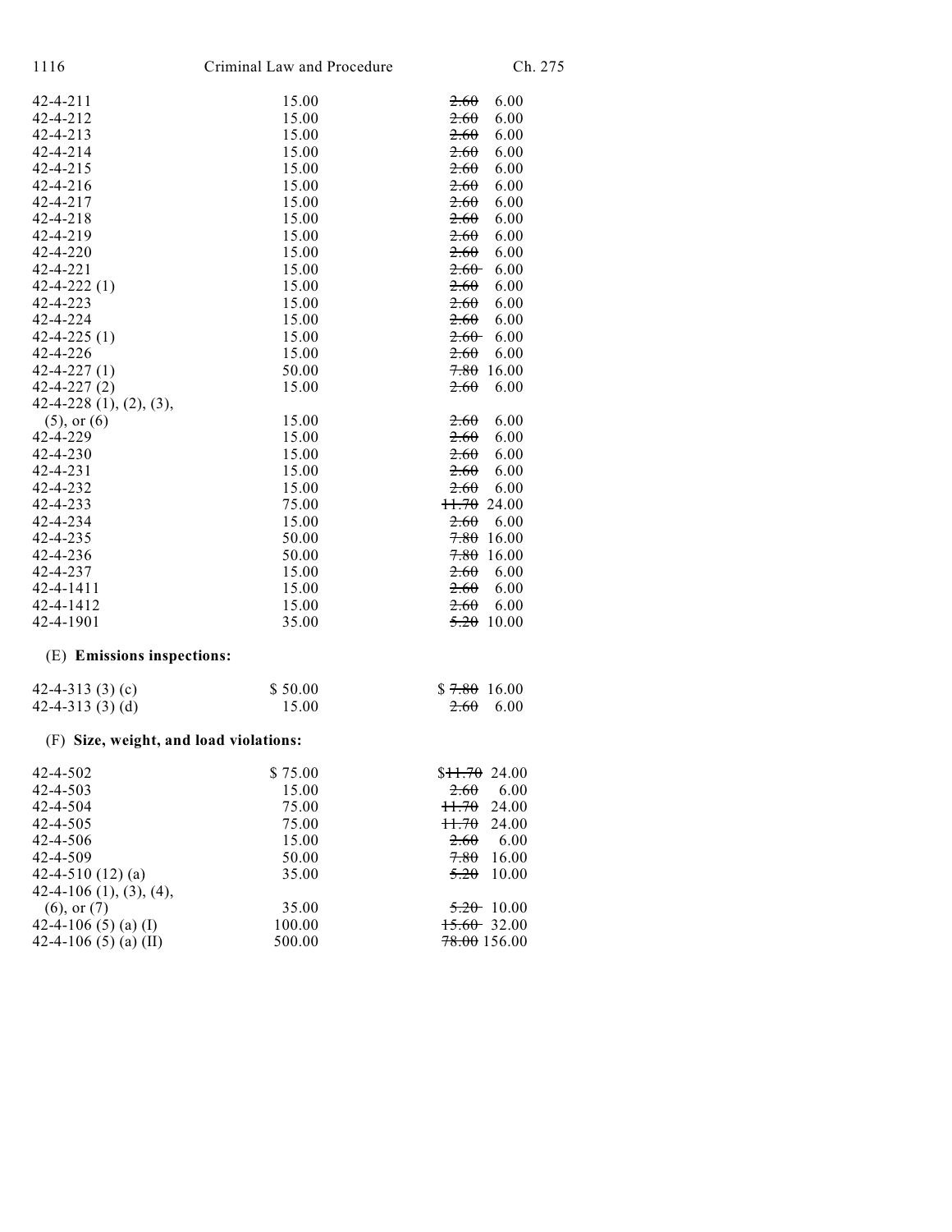| | | |
|---|---|---|
| 42-4-211 | 15.00 | ~~2.60~~ 6.00 |
| 42-4-212 | 15.00 | ~~2.60~~ 6.00 |
| 42-4-213 | 15.00 | ~~2.60~~ 6.00 |
| 42-4-214 | 15.00 | ~~2.60~~ 6.00 |
| 42-4-215 | 15.00 | ~~2.60~~ 6.00 |
| 42-4-216 | 15.00 | ~~2.60~~ 6.00 |
| 42-4-217 | 15.00 | ~~2.60~~ 6.00 |
| 42-4-218 | 15.00 | ~~2.60~~ 6.00 |
| 42-4-219 | 15.00 | ~~2.60~~ 6.00 |
| 42-4-220 | 15.00 | ~~2.60~~ 6.00 |
| 42-4-221 | 15.00 | ~~2.60~~ 6.00 |
| 42-4-222 (1) | 15.00 | ~~2.60~~ 6.00 |
| 42-4-223 | 15.00 | ~~2.60~~ 6.00 |
| 42-4-224 | 15.00 | ~~2.60~~ 6.00 |
| 42-4-225 (1) | 15.00 | ~~2.60~~ 6.00 |
| 42-4-226 | 15.00 | ~~2.60~~ 6.00 |
| 42-4-227 (1) | 50.00 | ~~7.80~~ 16.00 |
| 42-4-227 (2) | 15.00 | ~~2.60~~ 6.00 |
| 42-4-228 (1), (2), (3), (5), or (6) | 15.00 | ~~2.60~~ 6.00 |
| 42-4-229 | 15.00 | ~~2.60~~ 6.00 |
| 42-4-230 | 15.00 | ~~2.60~~ 6.00 |
| 42-4-231 | 15.00 | ~~2.60~~ 6.00 |
| 42-4-232 | 15.00 | ~~2.60~~ 6.00 |
| 42-4-233 | 75.00 | ~~11.70~~ 24.00 |
| 42-4-234 | 15.00 | ~~2.60~~ 6.00 |
| 42-4-235 | 50.00 | ~~7.80~~ 16.00 |
| 42-4-236 | 50.00 | ~~7.80~~ 16.00 |
| 42-4-237 | 15.00 | ~~2.60~~ 6.00 |
| 42-4-1411 | 15.00 | ~~2.60~~ 6.00 |
| 42-4-1412 | 15.00 | ~~2.60~~ 6.00 |
| 42-4-1901 | 35.00 | ~~5.20~~ 10.00 |

(E) **Emissions inspections:**

| | | |
|---|---|---|
| 42-4-313 (3) (c) | $ 50.00 | $ ~~7.80~~ 16.00 |
| 42-4-313 (3) (d) | 15.00 | ~~2.60~~ 6.00 |

(F) **Size, weight, and load violations:**

| | | |
|---|---|---|
| 42-4-502 | $ 75.00 | $~~11.70~~ 24.00 |
| 42-4-503 | 15.00 | ~~2.60~~ 6.00 |
| 42-4-504 | 75.00 | ~~11.70~~ 24.00 |
| 42-4-505 | 75.00 | ~~11.70~~ 24.00 |
| 42-4-506 | 15.00 | ~~2.60~~ 6.00 |
| 42-4-509 | 50.00 | ~~7.80~~ 16.00 |
| 42-4-510 (12) (a) | 35.00 | ~~5.20~~ 10.00 |
| 42-4-106 (1), (3), (4), (6), or (7) | 35.00 | ~~5.20~~ 10.00 |
| 42-4-106 (5) (a) (I) | 100.00 | ~~15.60~~ 32.00 |
| 42-4-106 (5) (a) (II) | 500.00 | ~~78.00~~ 156.00 |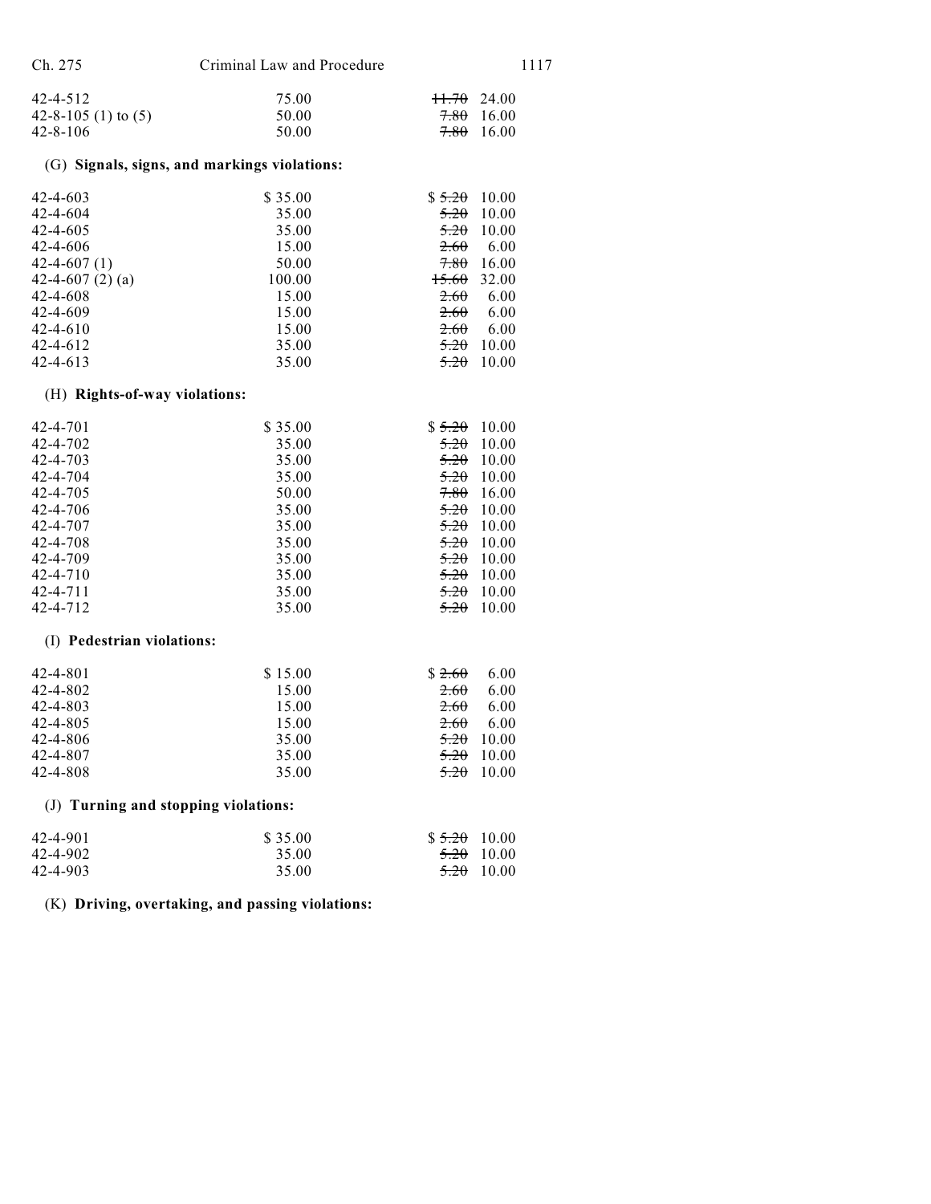| | | |
|---|---|---|
| 42-4-512 | 75.00 | ~~11.70~~ 24.00 |
| 42-8-105 (1) to (5) | 50.00 | ~~7.80~~ 16.00 |
| 42-8-106 | 50.00 | ~~7.80~~ 16.00 |

(G) **Signals, signs, and markings violations:**

| | | |
|---|---|---|
| 42-4-603 | $ 35.00 | $ ~~5.20~~ 10.00 |
| 42-4-604 | 35.00 | ~~5.20~~ 10.00 |
| 42-4-605 | 35.00 | ~~5.20~~ 10.00 |
| 42-4-606 | 15.00 | ~~2.60~~ 6.00 |
| 42-4-607 (1) | 50.00 | ~~7.80~~ 16.00 |
| 42-4-607 (2) (a) | 100.00 | ~~15.60~~ 32.00 |
| 42-4-608 | 15.00 | ~~2.60~~ 6.00 |
| 42-4-609 | 15.00 | ~~2.60~~ 6.00 |
| 42-4-610 | 15.00 | ~~2.60~~ 6.00 |
| 42-4-612 | 35.00 | ~~5.20~~ 10.00 |
| 42-4-613 | 35.00 | ~~5.20~~ 10.00 |

(H) **Rights-of-way violations:**

| | | |
|---|---|---|
| 42-4-701 | $ 35.00 | $ ~~5.20~~ 10.00 |
| 42-4-702 | 35.00 | ~~5.20~~ 10.00 |
| 42-4-703 | 35.00 | ~~5.20~~ 10.00 |
| 42-4-704 | 35.00 | ~~5.20~~ 10.00 |
| 42-4-705 | 50.00 | ~~7.80~~ 16.00 |
| 42-4-706 | 35.00 | ~~5.20~~ 10.00 |
| 42-4-707 | 35.00 | ~~5.20~~ 10.00 |
| 42-4-708 | 35.00 | ~~5.20~~ 10.00 |
| 42-4-709 | 35.00 | ~~5.20~~ 10.00 |
| 42-4-710 | 35.00 | ~~5.20~~ 10.00 |
| 42-4-711 | 35.00 | ~~5.20~~ 10.00 |
| 42-4-712 | 35.00 | ~~5.20~~ 10.00 |

(I) **Pedestrian violations:**

| | | |
|---|---|---|
| 42-4-801 | $ 15.00 | $ ~~2.60~~ 6.00 |
| 42-4-802 | 15.00 | ~~2.60~~ 6.00 |
| 42-4-803 | 15.00 | ~~2.60~~ 6.00 |
| 42-4-805 | 15.00 | ~~2.60~~ 6.00 |
| 42-4-806 | 35.00 | ~~5.20~~ 10.00 |
| 42-4-807 | 35.00 | ~~5.20~~ 10.00 |
| 42-4-808 | 35.00 | ~~5.20~~ 10.00 |

(J) **Turning and stopping violations:**

| | | |
|---|---|---|
| 42-4-901 | $ 35.00 | $ ~~5.20~~ 10.00 |
| 42-4-902 | 35.00 | ~~5.20~~ 10.00 |
| 42-4-903 | 35.00 | ~~5.20~~ 10.00 |

(K) **Driving, overtaking, and passing violations:**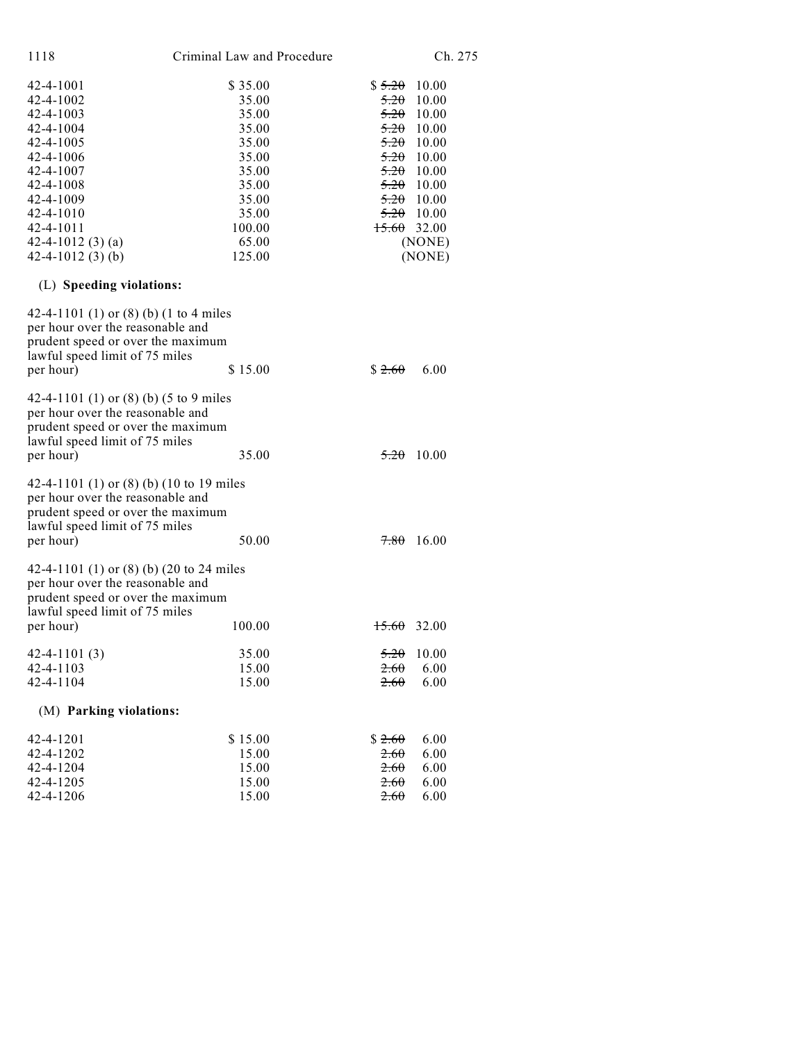| | | |
|---|---|---|
| 42-4-1001 | $ 35.00 | $ ~~5.20~~ 10.00 |
| 42-4-1002 | 35.00 | ~~5.20~~ 10.00 |
| 42-4-1003 | 35.00 | ~~5.20~~ 10.00 |
| 42-4-1004 | 35.00 | ~~5.20~~ 10.00 |
| 42-4-1005 | 35.00 | ~~5.20~~ 10.00 |
| 42-4-1006 | 35.00 | ~~5.20~~ 10.00 |
| 42-4-1007 | 35.00 | ~~5.20~~ 10.00 |
| 42-4-1008 | 35.00 | ~~5.20~~ 10.00 |
| 42-4-1009 | 35.00 | ~~5.20~~ 10.00 |
| 42-4-1010 | 35.00 | ~~5.20~~ 10.00 |
| 42-4-1011 | 100.00 | ~~15.60~~ 32.00 |
| 42-4-1012 (3) (a) | 65.00 | (NONE) |
| 42-4-1012 (3) (b) | 125.00 | (NONE) |

(L) **Speeding violations:**

| | | |
|---|---|---|
| 42-4-1101 (1) or (8) (b) (1 to 4 miles per hour over the reasonable and prudent speed or over the maximum lawful speed limit of 75 miles per hour) | $ 15.00 | $ ~~2.60~~ 6.00 |
| 42-4-1101 (1) or (8) (b) (5 to 9 miles per hour over the reasonable and prudent speed or over the maximum lawful speed limit of 75 miles per hour) | 35.00 | ~~5.20~~ 10.00 |
| 42-4-1101 (1) or (8) (b) (10 to 19 miles per hour over the reasonable and prudent speed or over the maximum lawful speed limit of 75 miles per hour) | 50.00 | ~~7.80~~ 16.00 |
| 42-4-1101 (1) or (8) (b) (20 to 24 miles per hour over the reasonable and prudent speed or over the maximum lawful speed limit of 75 miles per hour) | 100.00 | ~~15.60~~ 32.00 |
| 42-4-1101 (3) | 35.00 | ~~5.20~~ 10.00 |
| 42-4-1103 | 15.00 | ~~2.60~~ 6.00 |
| 42-4-1104 | 15.00 | ~~2.60~~ 6.00 |

(M) **Parking violations:**

| | | |
|---|---|---|
| 42-4-1201 | $ 15.00 | $ ~~2.60~~ 6.00 |
| 42-4-1202 | 15.00 | ~~2.60~~ 6.00 |
| 42-4-1204 | 15.00 | ~~2.60~~ 6.00 |
| 42-4-1205 | 15.00 | ~~2.60~~ 6.00 |
| 42-4-1206 | 15.00 | ~~2.60~~ 6.00 |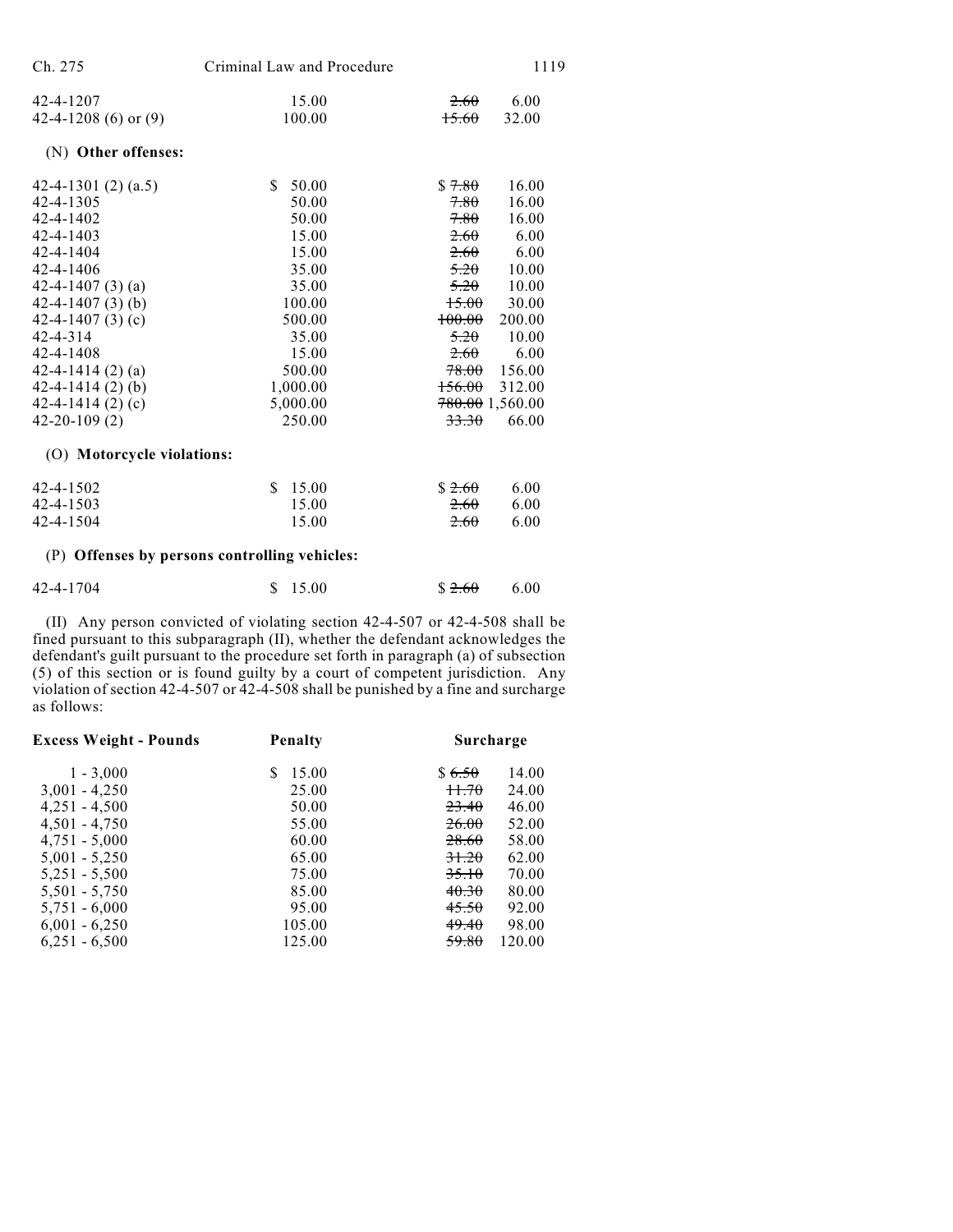| | | | |
|---|---|---|---|
| 42-4-1207 | 15.00 | ~~2.60~~ | 6.00 |
| 42-4-1208 (6) or (9) | 100.00 | ~~15.60~~ | 32.00 |

(N) **Other offenses:**

| | | | |
|---|---|---|---|
| 42-4-1301 (2) (a.5) | $ 50.00 | $ ~~7.80~~ | 16.00 |
| 42-4-1305 | 50.00 | ~~7.80~~ | 16.00 |
| 42-4-1402 | 50.00 | ~~7.80~~ | 16.00 |
| 42-4-1403 | 15.00 | ~~2.60~~ | 6.00 |
| 42-4-1404 | 15.00 | ~~2.60~~ | 6.00 |
| 42-4-1406 | 35.00 | ~~5.20~~ | 10.00 |
| 42-4-1407 (3) (a) | 35.00 | ~~5.20~~ | 10.00 |
| 42-4-1407 (3) (b) | 100.00 | ~~15.00~~ | 30.00 |
| 42-4-1407 (3) (c) | 500.00 | ~~100.00~~ | 200.00 |
| 42-4-314 | 35.00 | ~~5.20~~ | 10.00 |
| 42-4-1408 | 15.00 | ~~2.60~~ | 6.00 |
| 42-4-1414 (2) (a) | 500.00 | ~~78.00~~ | 156.00 |
| 42-4-1414 (2) (b) | 1,000.00 | ~~156.00~~ | 312.00 |
| 42-4-1414 (2) (c) | 5,000.00 | ~~780.00~~ | 1,560.00 |
| 42-20-109 (2) | 250.00 | ~~33.30~~ | 66.00 |

(O) **Motorcycle violations:**

| | | | |
|---|---|---|---|
| 42-4-1502 | $ 15.00 | $ ~~2.60~~ | 6.00 |
| 42-4-1503 | 15.00 | ~~2.60~~ | 6.00 |
| 42-4-1504 | 15.00 | ~~2.60~~ | 6.00 |

(P) **Offenses by persons controlling vehicles:**

| | | | |
|---|---|---|---|
| 42-4-1704 | $ 15.00 | $ ~~2.60~~ | 6.00 |

(II) Any person convicted of violating section 42-4-507 or 42-4-508 shall be fined pursuant to this subparagraph (II), whether the defendant acknowledges the defendant's guilt pursuant to the procedure set forth in paragraph (a) of subsection (5) of this section or is found guilty by a court of competent jurisdiction. Any violation of section 42-4-507 or 42-4-508 shall be punished by a fine and surcharge as follows:

| **Excess Weight - Pounds** | **Penalty** | **Surcharge** | |
|---|---|---|---|
| 1 - 3,000 | $ 15.00 | $ ~~6.50~~ | 14.00 |
| 3,001 - 4,250 | 25.00 | ~~11.70~~ | 24.00 |
| 4,251 - 4,500 | 50.00 | ~~23.40~~ | 46.00 |
| 4,501 - 4,750 | 55.00 | ~~26.00~~ | 52.00 |
| 4,751 - 5,000 | 60.00 | ~~28.60~~ | 58.00 |
| 5,001 - 5,250 | 65.00 | ~~31.20~~ | 62.00 |
| 5,251 - 5,500 | 75.00 | ~~35.10~~ | 70.00 |
| 5,501 - 5,750 | 85.00 | ~~40.30~~ | 80.00 |
| 5,751 - 6,000 | 95.00 | ~~45.50~~ | 92.00 |
| 6,001 - 6,250 | 105.00 | ~~49.40~~ | 98.00 |
| 6,251 - 6,500 | 125.00 | ~~59.80~~ | 120.00 |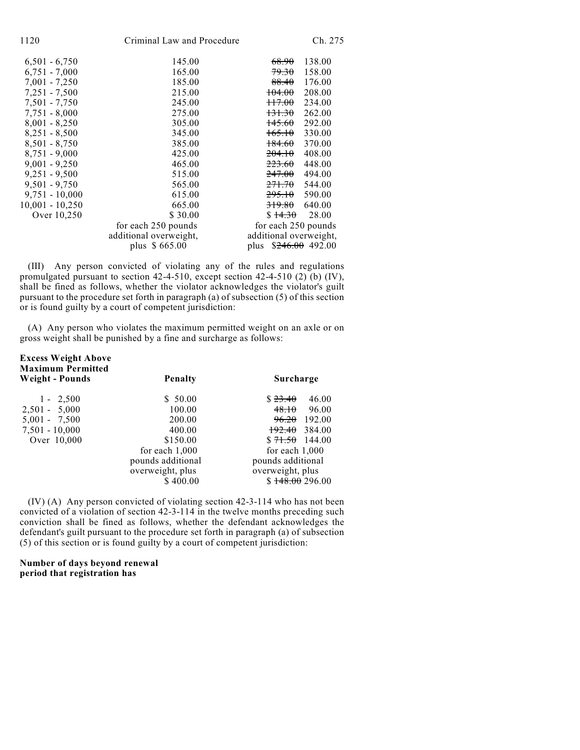| | | |
|---|---|---|
| 6,501 - 6,750 | 145.00 | ~~68.90~~ 138.00 |
| 6,751 - 7,000 | 165.00 | ~~79.30~~ 158.00 |
| 7,001 - 7,250 | 185.00 | ~~88.40~~ 176.00 |
| 7,251 - 7,500 | 215.00 | ~~104.00~~ 208.00 |
| 7,501 - 7,750 | 245.00 | ~~117.00~~ 234.00 |
| 7,751 - 8,000 | 275.00 | ~~131.30~~ 262.00 |
| 8,001 - 8,250 | 305.00 | ~~145.60~~ 292.00 |
| 8,251 - 8,500 | 345.00 | ~~165.10~~ 330.00 |
| 8,501 - 8,750 | 385.00 | ~~184.60~~ 370.00 |
| 8,751 - 9,000 | 425.00 | ~~204.10~~ 408.00 |
| 9,001 - 9,250 | 465.00 | ~~223.60~~ 448.00 |
| 9,251 - 9,500 | 515.00 | ~~247.00~~ 494.00 |
| 9,501 - 9,750 | 565.00 | ~~271.70~~ 544.00 |
| 9,751 - 10,000 | 615.00 | ~~295.10~~ 590.00 |
| 10,001 - 10,250 | 665.00 | ~~319.80~~ 640.00 |
| Over 10,250 | $ 30.00 for each 250 pounds additional overweight, plus $ 665.00 | $ ~~14.30~~ 28.00 for each 250 pounds additional overweight, plus $~~246.00~~ 492.00 |

(III) Any person convicted of violating any of the rules and regulations promulgated pursuant to section 42-4-510, except section 42-4-510 (2) (b) (IV), shall be fined as follows, whether the violator acknowledges the violator's guilt pursuant to the procedure set forth in paragraph (a) of subsection (5) of this section or is found guilty by a court of competent jurisdiction:

(A) Any person who violates the maximum permitted weight on an axle or on gross weight shall be punished by a fine and surcharge as follows:

| **Excess Weight Above Maximum Permitted Weight - Pounds** | **Penalty** | **Surcharge** |
|---|---|---|
| 1 - 2,500 | $ 50.00 | $ ~~23.40~~ 46.00 |
| 2,501 - 5,000 | 100.00 | ~~48.10~~ 96.00 |
| 5,001 - 7,500 | 200.00 | ~~96.20~~ 192.00 |
| 7,501 - 10,000 | 400.00 | ~~192.40~~ 384.00 |
| Over 10,000 | $150.00 for each 1,000 pounds additional overweight, plus $ 400.00 | $ ~~71.50~~ 144.00 for each 1,000 pounds additional overweight, plus $ ~~148.00~~ 296.00 |

(IV) (A) Any person convicted of violating section 42-3-114 who has not been convicted of a violation of section 42-3-114 in the twelve months preceding such conviction shall be fined as follows, whether the defendant acknowledges the defendant's guilt pursuant to the procedure set forth in paragraph (a) of subsection (5) of this section or is found guilty by a court of competent jurisdiction:

**Number of days beyond renewal period that registration has**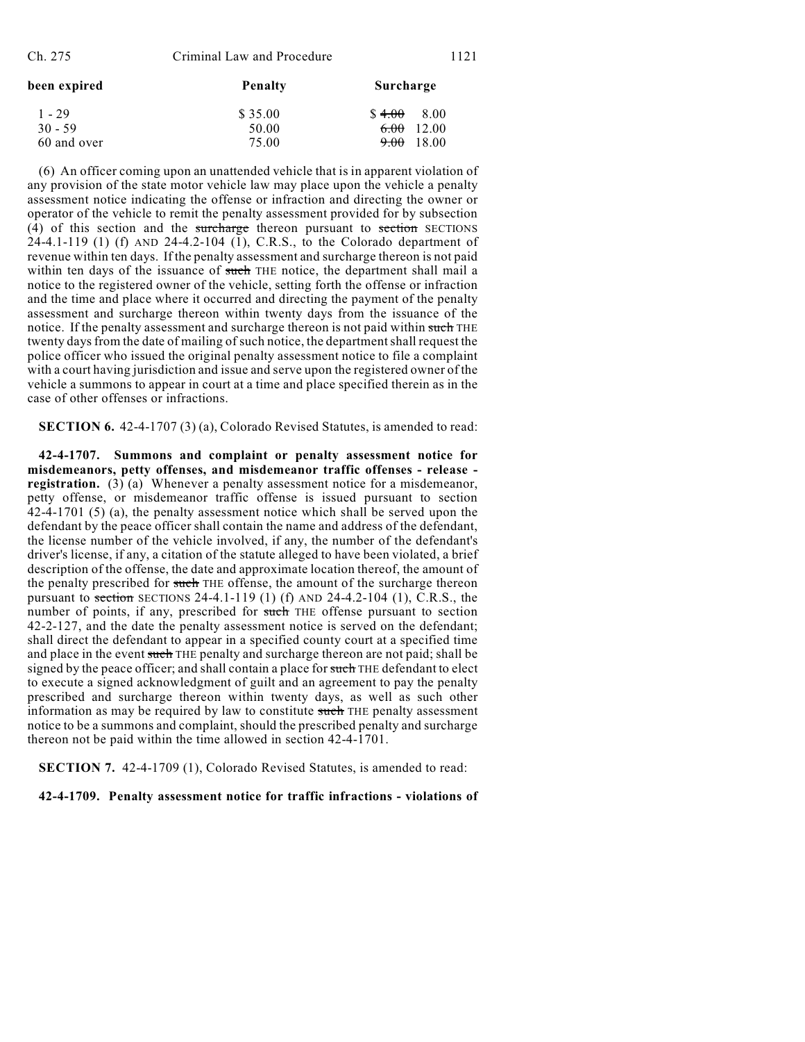| been expired | Penalty | Surcharge |
|---|---|---|
| 1 - 29 | $ 35.00 | $ ~~4.00~~ 8.00 |
| 30 - 59 | 50.00 | ~~6.00~~ 12.00 |
| 60 and over | 75.00 | ~~9.00~~ 18.00 |

(6) An officer coming upon an unattended vehicle that is in apparent violation of any provision of the state motor vehicle law may place upon the vehicle a penalty assessment notice indicating the offense or infraction and directing the owner or operator of the vehicle to remit the penalty assessment provided for by subsection (4) of this section and the ~~surcharge~~ thereon pursuant to ~~section~~ SECTIONS 24-4.1-119 (1) (f) AND 24-4.2-104 (1), C.R.S., to the Colorado department of revenue within ten days. If the penalty assessment and surcharge thereon is not paid within ten days of the issuance of ~~such~~ THE notice, the department shall mail a notice to the registered owner of the vehicle, setting forth the offense or infraction and the time and place where it occurred and directing the payment of the penalty assessment and surcharge thereon within twenty days from the issuance of the notice. If the penalty assessment and surcharge thereon is not paid within ~~such~~ THE twenty days from the date of mailing of such notice, the department shall request the police officer who issued the original penalty assessment notice to file a complaint with a court having jurisdiction and issue and serve upon the registered owner of the vehicle a summons to appear in court at a time and place specified therein as in the case of other offenses or infractions.

**SECTION 6.** 42-4-1707 (3) (a), Colorado Revised Statutes, is amended to read:

**42-4-1707. Summons and complaint or penalty assessment notice for misdemeanors, petty offenses, and misdemeanor traffic offenses - release - registration.** (3) (a) Whenever a penalty assessment notice for a misdemeanor, petty offense, or misdemeanor traffic offense is issued pursuant to section 42-4-1701 (5) (a), the penalty assessment notice which shall be served upon the defendant by the peace officer shall contain the name and address of the defendant, the license number of the vehicle involved, if any, the number of the defendant's driver's license, if any, a citation of the statute alleged to have been violated, a brief description of the offense, the date and approximate location thereof, the amount of the penalty prescribed for ~~such~~ THE offense, the amount of the surcharge thereon pursuant to ~~section~~ SECTIONS 24-4.1-119 (1) (f) AND 24-4.2-104 (1), C.R.S., the number of points, if any, prescribed for ~~such~~ THE offense pursuant to section 42-2-127, and the date the penalty assessment notice is served on the defendant; shall direct the defendant to appear in a specified county court at a specified time and place in the event ~~such~~ THE penalty and surcharge thereon are not paid; shall be signed by the peace officer; and shall contain a place for ~~such~~ THE defendant to elect to execute a signed acknowledgment of guilt and an agreement to pay the penalty prescribed and surcharge thereon within twenty days, as well as such other information as may be required by law to constitute ~~such~~ THE penalty assessment notice to be a summons and complaint, should the prescribed penalty and surcharge thereon not be paid within the time allowed in section 42-4-1701.

**SECTION 7.** 42-4-1709 (1), Colorado Revised Statutes, is amended to read:

**42-4-1709. Penalty assessment notice for traffic infractions - violations of**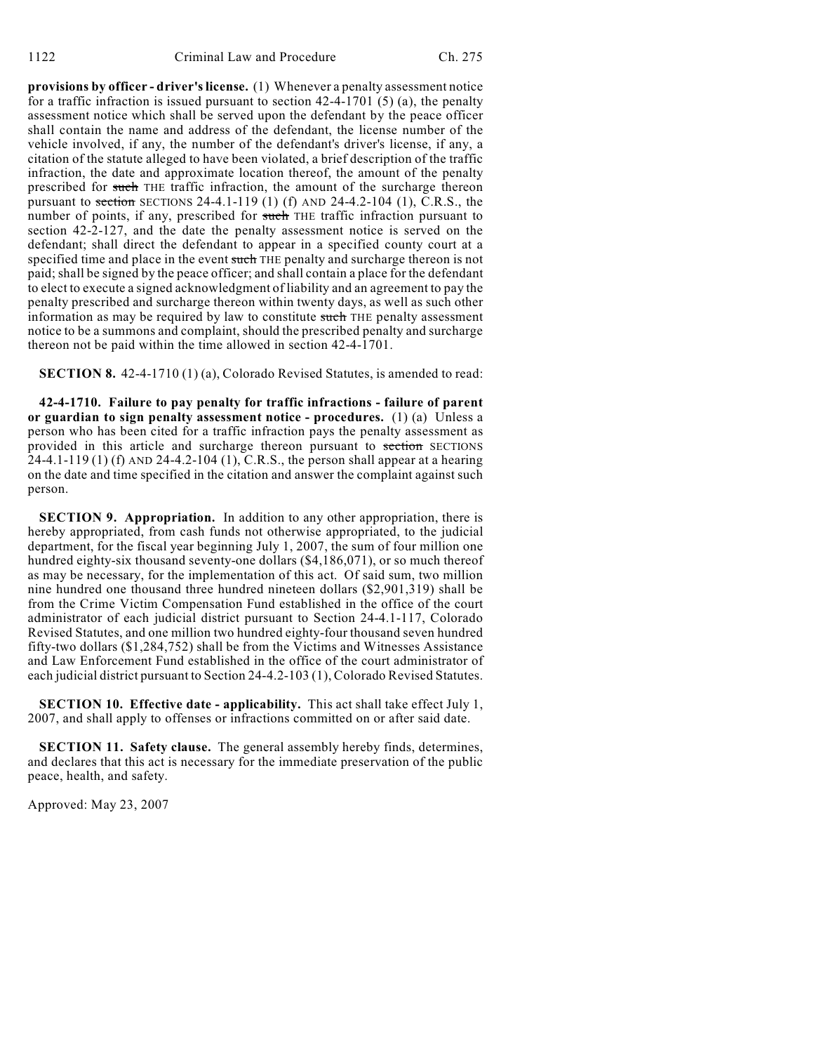**provisions by officer - driver's license.** (1) Whenever a penalty assessment notice for a traffic infraction is issued pursuant to section 42-4-1701 (5) (a), the penalty assessment notice which shall be served upon the defendant by the peace officer shall contain the name and address of the defendant, the license number of the vehicle involved, if any, the number of the defendant's driver's license, if any, a citation of the statute alleged to have been violated, a brief description of the traffic infraction, the date and approximate location thereof, the amount of the penalty prescribed for ~~such~~ THE traffic infraction, the amount of the surcharge thereon pursuant to ~~section~~ SECTIONS 24-4.1-119 (1) (f) AND 24-4.2-104 (1), C.R.S., the number of points, if any, prescribed for ~~such~~ THE traffic infraction pursuant to section 42-2-127, and the date the penalty assessment notice is served on the defendant; shall direct the defendant to appear in a specified county court at a specified time and place in the event ~~such~~ THE penalty and surcharge thereon is not paid; shall be signed by the peace officer; and shall contain a place for the defendant to elect to execute a signed acknowledgment of liability and an agreement to pay the penalty prescribed and surcharge thereon within twenty days, as well as such other information as may be required by law to constitute ~~such~~ THE penalty assessment notice to be a summons and complaint, should the prescribed penalty and surcharge thereon not be paid within the time allowed in section 42-4-1701.

**SECTION 8.** 42-4-1710 (1) (a), Colorado Revised Statutes, is amended to read:

**42-4-1710. Failure to pay penalty for traffic infractions - failure of parent or guardian to sign penalty assessment notice - procedures.** (1) (a) Unless a person who has been cited for a traffic infraction pays the penalty assessment as provided in this article and surcharge thereon pursuant to ~~section~~ SECTIONS 24-4.1-119 (1) (f) AND 24-4.2-104 (1), C.R.S., the person shall appear at a hearing on the date and time specified in the citation and answer the complaint against such person.

**SECTION 9. Appropriation.** In addition to any other appropriation, there is hereby appropriated, from cash funds not otherwise appropriated, to the judicial department, for the fiscal year beginning July 1, 2007, the sum of four million one hundred eighty-six thousand seventy-one dollars ($4,186,071), or so much thereof as may be necessary, for the implementation of this act. Of said sum, two million nine hundred one thousand three hundred nineteen dollars ($2,901,319) shall be from the Crime Victim Compensation Fund established in the office of the court administrator of each judicial district pursuant to Section 24-4.1-117, Colorado Revised Statutes, and one million two hundred eighty-four thousand seven hundred fifty-two dollars ($1,284,752) shall be from the Victims and Witnesses Assistance and Law Enforcement Fund established in the office of the court administrator of each judicial district pursuant to Section 24-4.2-103 (1), Colorado Revised Statutes.

**SECTION 10. Effective date - applicability.** This act shall take effect July 1, 2007, and shall apply to offenses or infractions committed on or after said date.

**SECTION 11. Safety clause.** The general assembly hereby finds, determines, and declares that this act is necessary for the immediate preservation of the public peace, health, and safety.

Approved: May 23, 2007